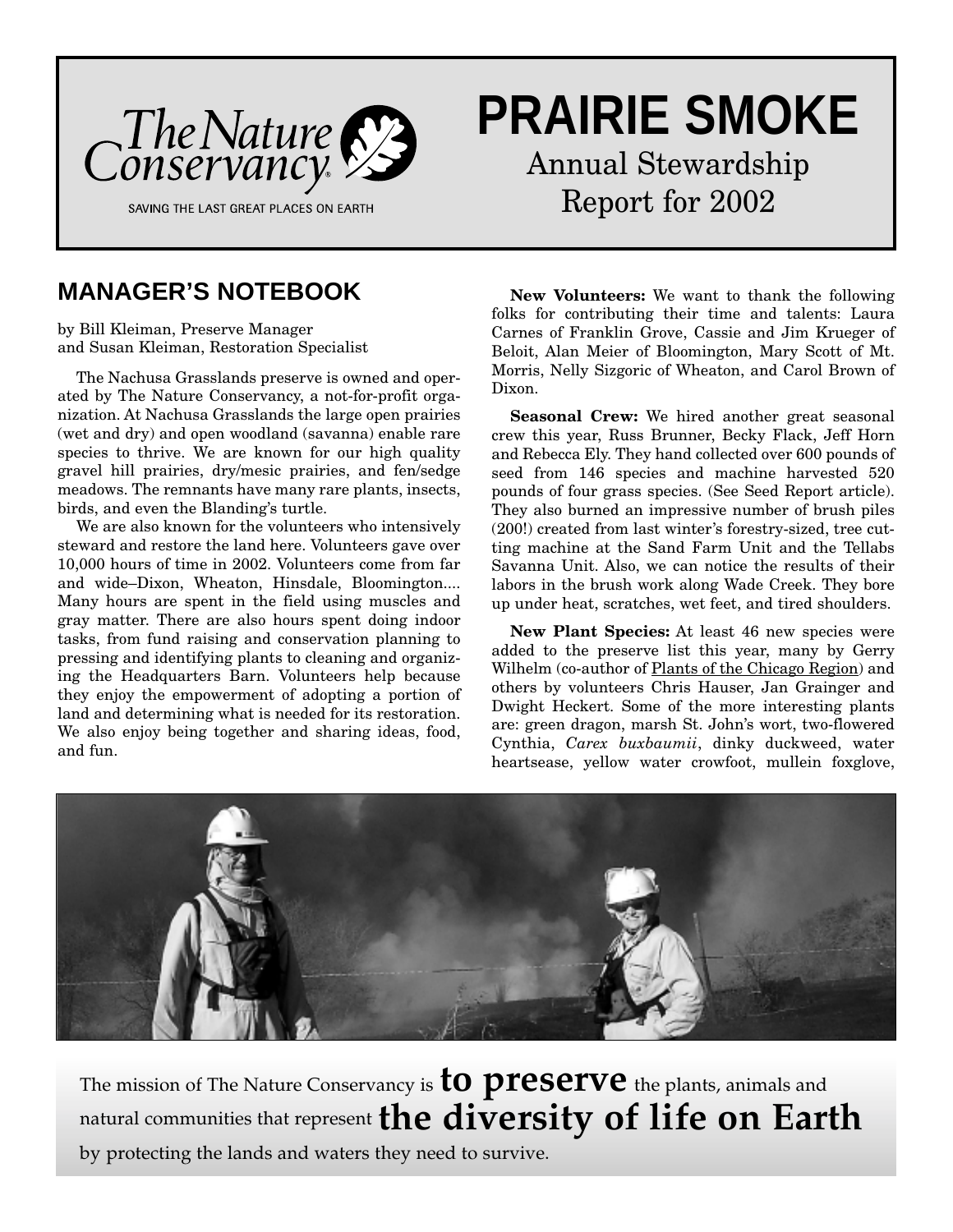The Nature Conservancy

SAVING THE LAST GREAT PLACES ON EARTH

# PRAIRIE SMOKE

Annual Stewardship Report for 2002

## MANAGER'S NOTEBOOK

by Bill Kleiman, Preserve Manager
and Susan Kleiman, Restoration Specialist

The Nachusa Grasslands preserve is owned and operated by The Nature Conservancy, a not-for-profit organization. At Nachusa Grasslands the large open prairies (wet and dry) and open woodland (savanna) enable rare species to thrive. We are known for our high quality gravel hill prairies, dry/mesic prairies, and fen/sedge meadows. The remnants have many rare plants, insects, birds, and even the Blanding's turtle.

We are also known for the volunteers who intensively steward and restore the land here. Volunteers gave over 10,000 hours of time in 2002. Volunteers come from far and wide–Dixon, Wheaton, Hinsdale, Bloomington.... Many hours are spent in the field using muscles and gray matter. There are also hours spent doing indoor tasks, from fund raising and conservation planning to pressing and identifying plants to cleaning and organizing the Headquarters Barn. Volunteers help because they enjoy the empowerment of adopting a portion of land and determining what is needed for its restoration. We also enjoy being together and sharing ideas, food, and fun.

**New Volunteers:** We want to thank the following folks for contributing their time and talents: Laura Carnes of Franklin Grove, Cassie and Jim Krueger of Beloit, Alan Meier of Bloomington, Mary Scott of Mt. Morris, Nelly Sizgoric of Wheaton, and Carol Brown of Dixon.

**Seasonal Crew:** We hired another great seasonal crew this year, Russ Brunner, Becky Flack, Jeff Horn and Rebecca Ely. They hand collected over 600 pounds of seed from 146 species and machine harvested 520 pounds of four grass species. (See Seed Report article). They also burned an impressive number of brush piles (200!) created from last winter's forestry-sized, tree cutting machine at the Sand Farm Unit and the Tellabs Savanna Unit. Also, we can notice the results of their labors in the brush work along Wade Creek. They bore up under heat, scratches, wet feet, and tired shoulders.

**New Plant Species:** At least 46 new species were added to the preserve list this year, many by Gerry Wilhelm (co-author of Plants of the Chicago Region) and others by volunteers Chris Hauser, Jan Grainger and Dwight Heckert. Some of the more interesting plants are: green dragon, marsh St. John's wort, two-flowered Cynthia, *Carex buxbaumii*, dinky duckweed, water heartsease, yellow water crowfoot, mullein foxglove,

The mission of The Nature Conservancy is **to preserve** the plants, animals and natural communities that represent **the diversity of life on Earth** by protecting the lands and waters they need to survive.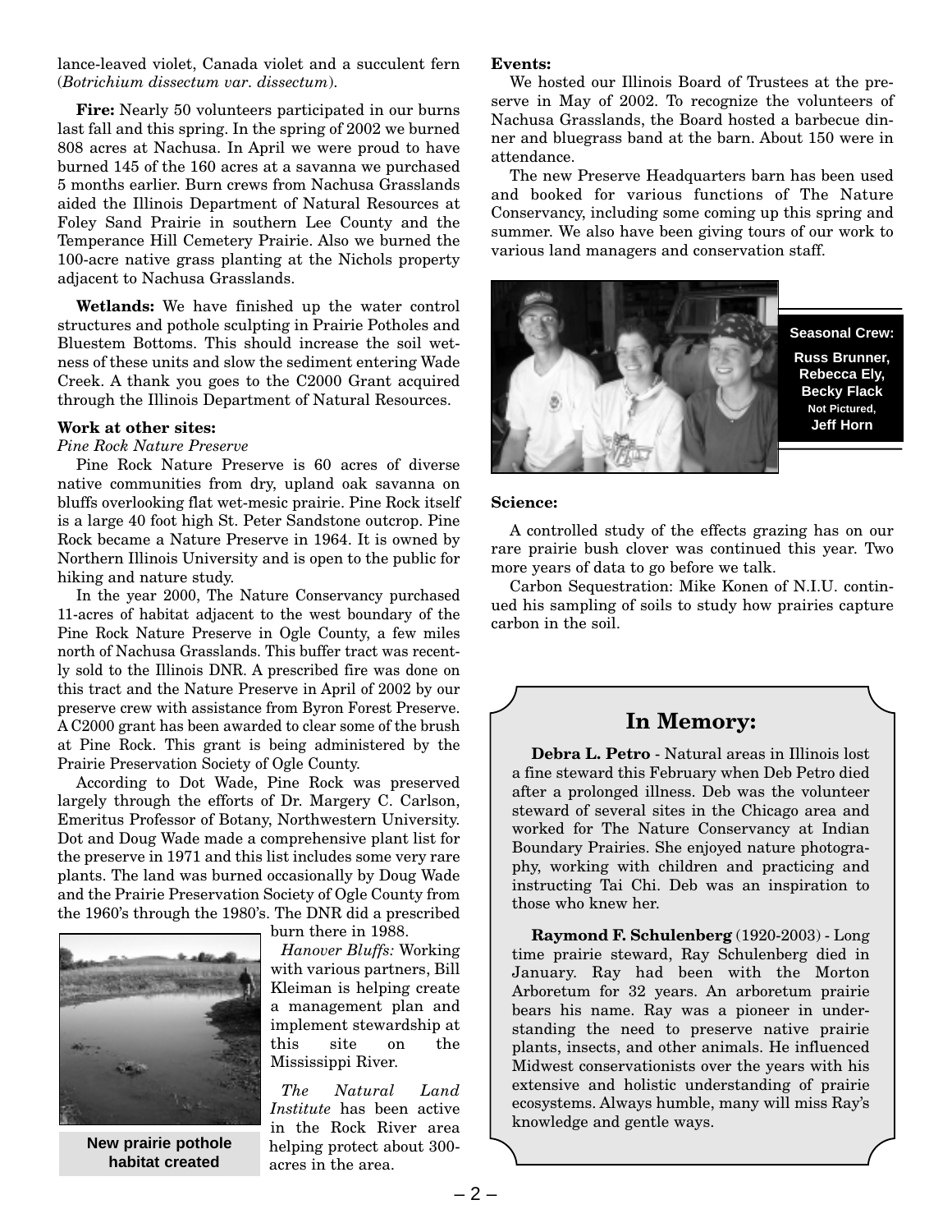lance-leaved violet, Canada violet and a succulent fern (*Botrichium dissectum var. dissectum*).

**Fire:** Nearly 50 volunteers participated in our burns last fall and this spring. In the spring of 2002 we burned 808 acres at Nachusa. In April we were proud to have burned 145 of the 160 acres at a savanna we purchased 5 months earlier. Burn crews from Nachusa Grasslands aided the Illinois Department of Natural Resources at Foley Sand Prairie in southern Lee County and the Temperance Hill Cemetery Prairie. Also we burned the 100-acre native grass planting at the Nichols property adjacent to Nachusa Grasslands.

**Wetlands:** We have finished up the water control structures and pothole sculpting in Prairie Potholes and Bluestem Bottoms. This should increase the soil wetness of these units and slow the sediment entering Wade Creek. A thank you goes to the C2000 Grant acquired through the Illinois Department of Natural Resources.

**Work at other sites:**

*Pine Rock Nature Preserve*

Pine Rock Nature Preserve is 60 acres of diverse native communities from dry, upland oak savanna on bluffs overlooking flat wet-mesic prairie. Pine Rock itself is a large 40 foot high St. Peter Sandstone outcrop. Pine Rock became a Nature Preserve in 1964. It is owned by Northern Illinois University and is open to the public for hiking and nature study.

In the year 2000, The Nature Conservancy purchased 11-acres of habitat adjacent to the west boundary of the Pine Rock Nature Preserve in Ogle County, a few miles north of Nachusa Grasslands. This buffer tract was recently sold to the Illinois DNR. A prescribed fire was done on this tract and the Nature Preserve in April of 2002 by our preserve crew with assistance from Byron Forest Preserve. A C2000 grant has been awarded to clear some of the brush at Pine Rock. This grant is being administered by the Prairie Preservation Society of Ogle County.

According to Dot Wade, Pine Rock was preserved largely through the efforts of Dr. Margery C. Carlson, Emeritus Professor of Botany, Northwestern University. Dot and Doug Wade made a comprehensive plant list for the preserve in 1971 and this list includes some very rare plants. The land was burned occasionally by Doug Wade and the Prairie Preservation Society of Ogle County from the 1960's through the 1980's. The DNR did a prescribed burn there in 1988.

New prairie pothole habitat created

*Hanover Bluffs:* Working with various partners, Bill Kleiman is helping create a management plan and implement stewardship at this site on the Mississippi River.

*The Natural Land Institute* has been active in the Rock River area helping protect about 300-acres in the area.

**Events:**

We hosted our Illinois Board of Trustees at the preserve in May of 2002. To recognize the volunteers of Nachusa Grasslands, the Board hosted a barbecue dinner and bluegrass band at the barn. About 150 were in attendance.

The new Preserve Headquarters barn has been used and booked for various functions of The Nature Conservancy, including some coming up this spring and summer. We also have been giving tours of our work to various land managers and conservation staff.

**Seasonal Crew:**
**Russ Brunner, Rebecca Ely, Becky Flack**
**Not Pictured, Jeff Horn**

**Science:**

A controlled study of the effects grazing has on our rare prairie bush clover was continued this year. Two more years of data to go before we talk.

Carbon Sequestration: Mike Konen of N.I.U. continued his sampling of soils to study how prairies capture carbon in the soil.

## In Memory:

**Debra L. Petro** - Natural areas in Illinois lost a fine steward this February when Deb Petro died after a prolonged illness. Deb was the volunteer steward of several sites in the Chicago area and worked for The Nature Conservancy at Indian Boundary Prairies. She enjoyed nature photography, working with children and practicing and instructing Tai Chi. Deb was an inspiration to those who knew her.

**Raymond F. Schulenberg** (1920-2003) - Long time prairie steward, Ray Schulenberg died in January. Ray had been with the Morton Arboretum for 32 years. An arboretum prairie bears his name. Ray was a pioneer in understanding the need to preserve native prairie plants, insects, and other animals. He influenced Midwest conservationists over the years with his extensive and holistic understanding of prairie ecosystems. Always humble, many will miss Ray's knowledge and gentle ways.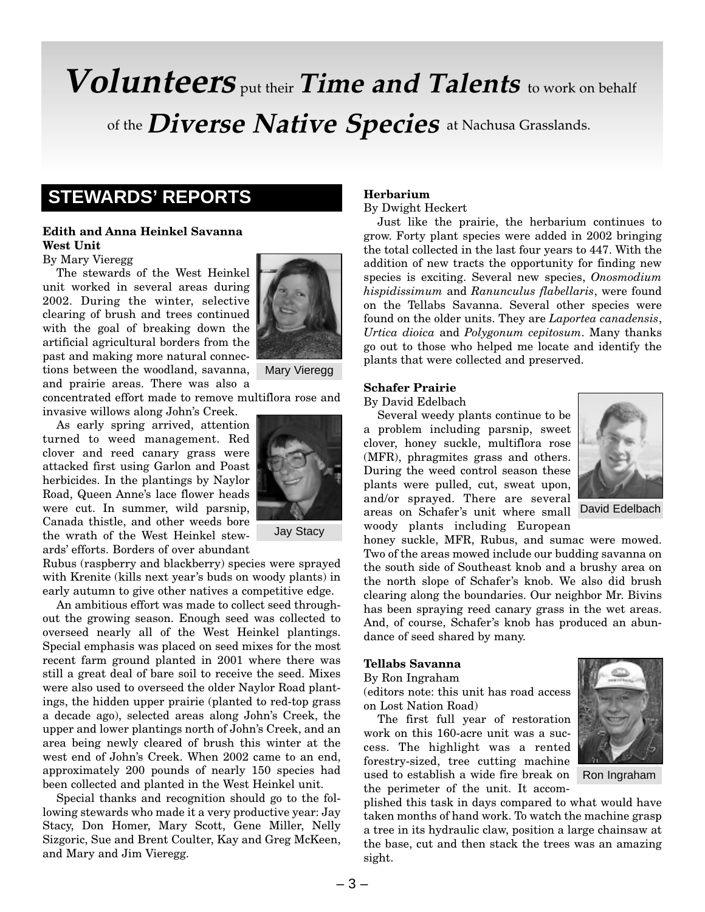# **Volunteers** put their **Time and Talents** to work on behalf of the **Diverse Native Species** at Nachusa Grasslands.

## STEWARDS' REPORTS

### Edith and Anna Heinkel Savanna West Unit

By Mary Vieregg

The stewards of the West Heinkel unit worked in several areas during 2002. During the winter, selective clearing of brush and trees continued with the goal of breaking down the artificial agricultural borders from the past and making more natural connections between the woodland, savanna, and prairie areas. There was also a concentrated effort made to remove multiflora rose and invasive willows along John's Creek.

Mary Vieregg

As early spring arrived, attention turned to weed management. Red clover and reed canary grass were attacked first using Garlon and Poast herbicides. In the plantings by Naylor Road, Queen Anne's lace flower heads were cut. In summer, wild parsnip, Canada thistle, and other weeds bore the wrath of the West Heinkel stewards' efforts. Borders of over abundant Rubus (raspberry and blackberry) species were sprayed with Krenite (kills next year's buds on woody plants) in early autumn to give other natives a competitive edge.

Jay Stacy

An ambitious effort was made to collect seed throughout the growing season. Enough seed was collected to overseed nearly all of the West Heinkel plantings. Special emphasis was placed on seed mixes for the most recent farm ground planted in 2001 where there was still a great deal of bare soil to receive the seed. Mixes were also used to overseed the older Naylor Road plantings, the hidden upper prairie (planted to red-top grass a decade ago), selected areas along John's Creek, the upper and lower plantings north of John's Creek, and an area being newly cleared of brush this winter at the west end of John's Creek. When 2002 came to an end, approximately 200 pounds of nearly 150 species had been collected and planted in the West Heinkel unit.

Special thanks and recognition should go to the following stewards who made it a very productive year: Jay Stacy, Don Homer, Mary Scott, Gene Miller, Nelly Sizgoric, Sue and Brent Coulter, Kay and Greg McKeen, and Mary and Jim Vieregg.

### Herbarium

By Dwight Heckert

Just like the prairie, the herbarium continues to grow. Forty plant species were added in 2002 bringing the total collected in the last four years to 447. With the addition of new tracts the opportunity for finding new species is exciting. Several new species, *Onosmodium hispidissimum* and *Ranunculus flabellaris*, were found on the Tellabs Savanna. Several other species were found on the older units. They are *Laportea canadensis*, *Urtica dioica* and *Polygonum cepitosum*. Many thanks go out to those who helped me locate and identify the plants that were collected and preserved.

### Schafer Prairie

By David Edelbach

Several weedy plants continue to be a problem including parsnip, sweet clover, honey suckle, multiflora rose (MFR), phragmites grass and others. During the weed control season these plants were pulled, cut, sweat upon, and/or sprayed. There are several areas on Schafer's unit where small woody plants including European honey suckle, MFR, Rubus, and sumac were mowed. Two of the areas mowed include our budding savanna on the south side of Southeast knob and a brushy area on the north slope of Schafer's knob. We also did brush clearing along the boundaries. Our neighbor Mr. Bivins has been spraying reed canary grass in the wet areas. And, of course, Schafer's knob has produced an abundance of seed shared by many.

David Edelbach

### Tellabs Savanna

By Ron Ingraham

(editors note: this unit has road access on Lost Nation Road)

The first full year of restoration work on this 160-acre unit was a success. The highlight was a rented forestry-sized, tree cutting machine used to establish a wide fire break on the perimeter of the unit. It accomplished this task in days compared to what would have taken months of hand work. To watch the machine grasp a tree in its hydraulic claw, position a large chainsaw at the base, cut and then stack the trees was an amazing sight.

Ron Ingraham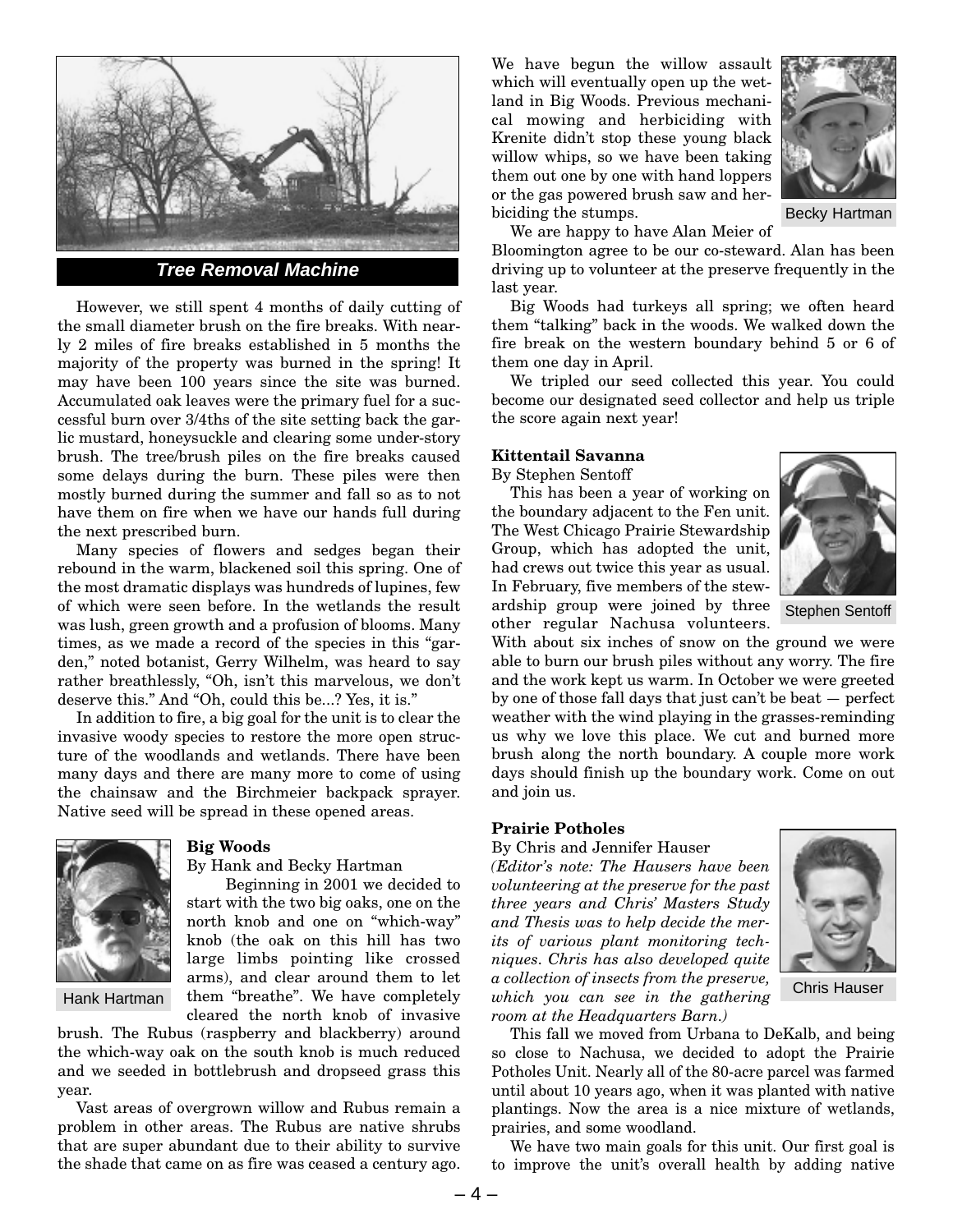Tree Removal Machine

However, we still spent 4 months of daily cutting of the small diameter brush on the fire breaks. With nearly 2 miles of fire breaks established in 5 months the majority of the property was burned in the spring! It may have been 100 years since the site was burned. Accumulated oak leaves were the primary fuel for a successful burn over 3/4ths of the site setting back the garlic mustard, honeysuckle and clearing some under-story brush. The tree/brush piles on the fire breaks caused some delays during the burn. These piles were then mostly burned during the summer and fall so as to not have them on fire when we have our hands full during the next prescribed burn.

Many species of flowers and sedges began their rebound in the warm, blackened soil this spring. One of the most dramatic displays was hundreds of lupines, few of which were seen before. In the wetlands the result was lush, green growth and a profusion of blooms. Many times, as we made a record of the species in this "garden," noted botanist, Gerry Wilhelm, was heard to say rather breathlessly, "Oh, isn't this marvelous, we don't deserve this." And "Oh, could this be...? Yes, it is."

In addition to fire, a big goal for the unit is to clear the invasive woody species to restore the more open structure of the woodlands and wetlands. There have been many days and there are many more to come of using the chainsaw and the Birchmeier backpack sprayer. Native seed will be spread in these opened areas.

### Big Woods

By Hank and Becky Hartman

Hank Hartman

Beginning in 2001 we decided to start with the two big oaks, one on the north knob and one on "which-way" knob (the oak on this hill has two large limbs pointing like crossed arms), and clear around them to let them "breathe". We have completely cleared the north knob of invasive brush. The Rubus (raspberry and blackberry) around the which-way oak on the south knob is much reduced and we seeded in bottlebrush and dropseed grass this year.

Vast areas of overgrown willow and Rubus remain a problem in other areas. The Rubus are native shrubs that are super abundant due to their ability to survive the shade that came on as fire was ceased a century ago.

Becky Hartman

We have begun the willow assault which will eventually open up the wetland in Big Woods. Previous mechanical mowing and herbiciding with Krenite didn't stop these young black willow whips, so we have been taking them out one by one with hand loppers or the gas powered brush saw and herbiciding the stumps.

We are happy to have Alan Meier of Bloomington agree to be our co-steward. Alan has been driving up to volunteer at the preserve frequently in the last year.

Big Woods had turkeys all spring; we often heard them "talking" back in the woods. We walked down the fire break on the western boundary behind 5 or 6 of them one day in April.

We tripled our seed collected this year. You could become our designated seed collector and help us triple the score again next year!

### Kittentail Savanna

By Stephen Sentoff

Stephen Sentoff

This has been a year of working on the boundary adjacent to the Fen unit. The West Chicago Prairie Stewardship Group, which has adopted the unit, had crews out twice this year as usual. In February, five members of the stewardship group were joined by three other regular Nachusa volunteers. With about six inches of snow on the ground we were able to burn our brush piles without any worry. The fire and the work kept us warm. In October we were greeted by one of those fall days that just can't be beat — perfect weather with the wind playing in the grasses-reminding us why we love this place. We cut and burned more brush along the north boundary. A couple more work days should finish up the boundary work. Come on out and join us.

### Prairie Potholes

By Chris and Jennifer Hauser

Chris Hauser

*(Editor's note: The Hausers have been volunteering at the preserve for the past three years and Chris' Masters Study and Thesis was to help decide the merits of various plant monitoring techniques. Chris has also developed quite a collection of insects from the preserve, which you can see in the gathering room at the Headquarters Barn.)*

This fall we moved from Urbana to DeKalb, and being so close to Nachusa, we decided to adopt the Prairie Potholes Unit. Nearly all of the 80-acre parcel was farmed until about 10 years ago, when it was planted with native plantings. Now the area is a nice mixture of wetlands, prairies, and some woodland.

We have two main goals for this unit. Our first goal is to improve the unit's overall health by adding native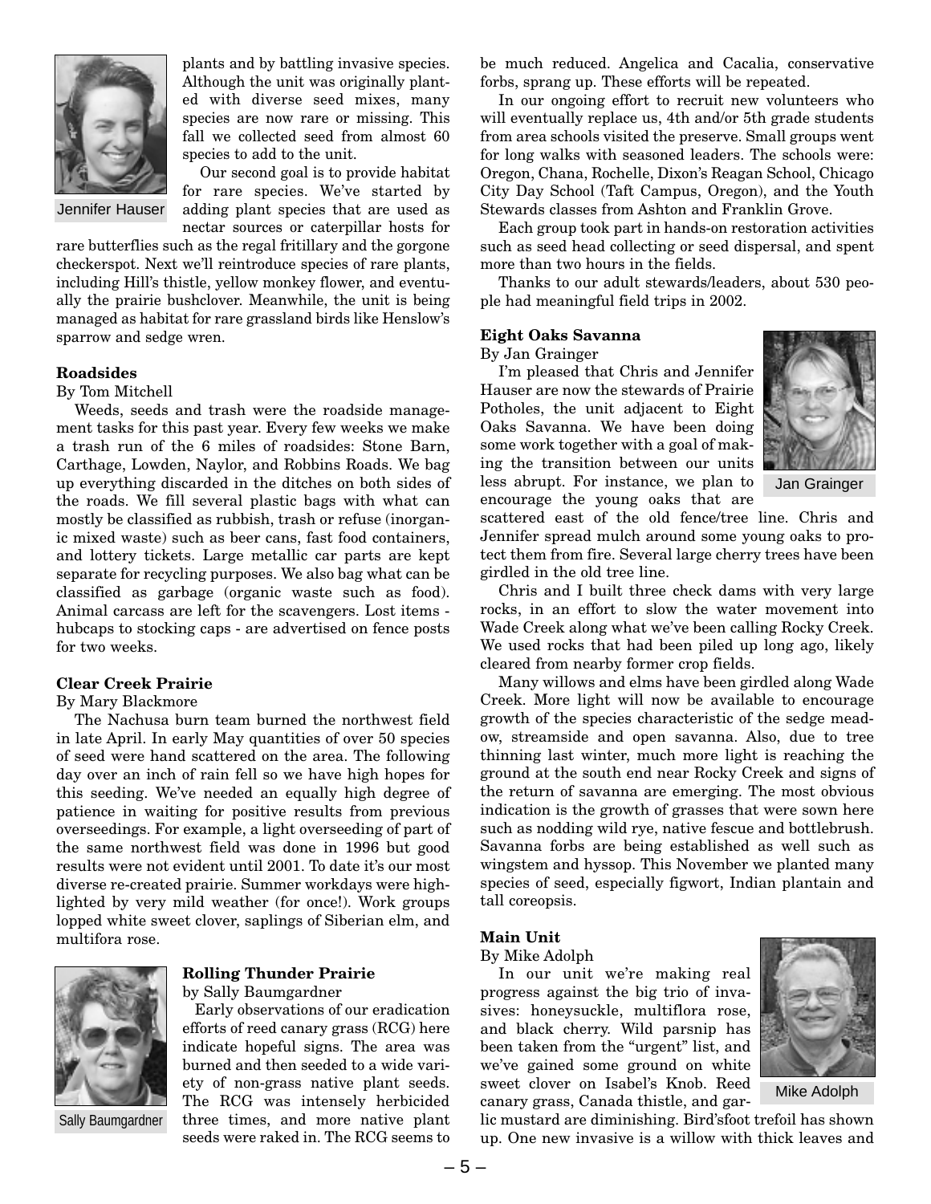Jennifer Hauser

plants and by battling invasive species. Although the unit was originally planted with diverse seed mixes, many species are now rare or missing. This fall we collected seed from almost 60 species to add to the unit.

Our second goal is to provide habitat for rare species. We've started by adding plant species that are used as nectar sources or caterpillar hosts for rare butterflies such as the regal fritillary and the gorgone checkerspot. Next we'll reintroduce species of rare plants, including Hill's thistle, yellow monkey flower, and eventually the prairie bushclover. Meanwhile, the unit is being managed as habitat for rare grassland birds like Henslow's sparrow and sedge wren.

### Roadsides

By Tom Mitchell

Weeds, seeds and trash were the roadside management tasks for this past year. Every few weeks we make a trash run of the 6 miles of roadsides: Stone Barn, Carthage, Lowden, Naylor, and Robbins Roads. We bag up everything discarded in the ditches on both sides of the roads. We fill several plastic bags with what can mostly be classified as rubbish, trash or refuse (inorganic mixed waste) such as beer cans, fast food containers, and lottery tickets. Large metallic car parts are kept separate for recycling purposes. We also bag what can be classified as garbage (organic waste such as food). Animal carcass are left for the scavengers. Lost items - hubcaps to stocking caps - are advertised on fence posts for two weeks.

### Clear Creek Prairie

By Mary Blackmore

The Nachusa burn team burned the northwest field in late April. In early May quantities of over 50 species of seed were hand scattered on the area. The following day over an inch of rain fell so we have high hopes for this seeding. We've needed an equally high degree of patience in waiting for positive results from previous overseedings. For example, a light overseeding of part of the same northwest field was done in 1996 but good results were not evident until 2001. To date it's our most diverse re-created prairie. Summer workdays were highlighted by very mild weather (for once!). Work groups lopped white sweet clover, saplings of Siberian elm, and multifora rose.

Sally Baumgardner

### Rolling Thunder Prairie

by Sally Baumgardner

Early observations of our eradication efforts of reed canary grass (RCG) here indicate hopeful signs. The area was burned and then seeded to a wide variety of non-grass native plant seeds. The RCG was intensely herbicided three times, and more native plant seeds were raked in. The RCG seems to be much reduced. Angelica and Cacalia, conservative forbs, sprang up. These efforts will be repeated.

In our ongoing effort to recruit new volunteers who will eventually replace us, 4th and/or 5th grade students from area schools visited the preserve. Small groups went for long walks with seasoned leaders. The schools were: Oregon, Chana, Rochelle, Dixon's Reagan School, Chicago City Day School (Taft Campus, Oregon), and the Youth Stewards classes from Ashton and Franklin Grove.

Each group took part in hands-on restoration activities such as seed head collecting or seed dispersal, and spent more than two hours in the fields.

Thanks to our adult stewards/leaders, about 530 people had meaningful field trips in 2002.

### Eight Oaks Savanna

By Jan Grainger

Jan Grainger

I'm pleased that Chris and Jennifer Hauser are now the stewards of Prairie Potholes, the unit adjacent to Eight Oaks Savanna. We have been doing some work together with a goal of making the transition between our units less abrupt. For instance, we plan to encourage the young oaks that are scattered east of the old fence/tree line. Chris and Jennifer spread mulch around some young oaks to protect them from fire. Several large cherry trees have been girdled in the old tree line.

Chris and I built three check dams with very large rocks, in an effort to slow the water movement into Wade Creek along what we've been calling Rocky Creek. We used rocks that had been piled up long ago, likely cleared from nearby former crop fields.

Many willows and elms have been girdled along Wade Creek. More light will now be available to encourage growth of the species characteristic of the sedge meadow, streamside and open savanna. Also, due to tree thinning last winter, much more light is reaching the ground at the south end near Rocky Creek and signs of the return of savanna are emerging. The most obvious indication is the growth of grasses that were sown here such as nodding wild rye, native fescue and bottlebrush. Savanna forbs are being established as well such as wingstem and hyssop. This November we planted many species of seed, especially figwort, Indian plantain and tall coreopsis.

### Main Unit

By Mike Adolph

Mike Adolph

In our unit we're making real progress against the big trio of invasives: honeysuckle, multiflora rose, and black cherry. Wild parsnip has been taken from the "urgent" list, and we've gained some ground on white sweet clover on Isabel's Knob. Reed canary grass, Canada thistle, and garlic mustard are diminishing. Bird'sfoot trefoil has shown up. One new invasive is a willow with thick leaves and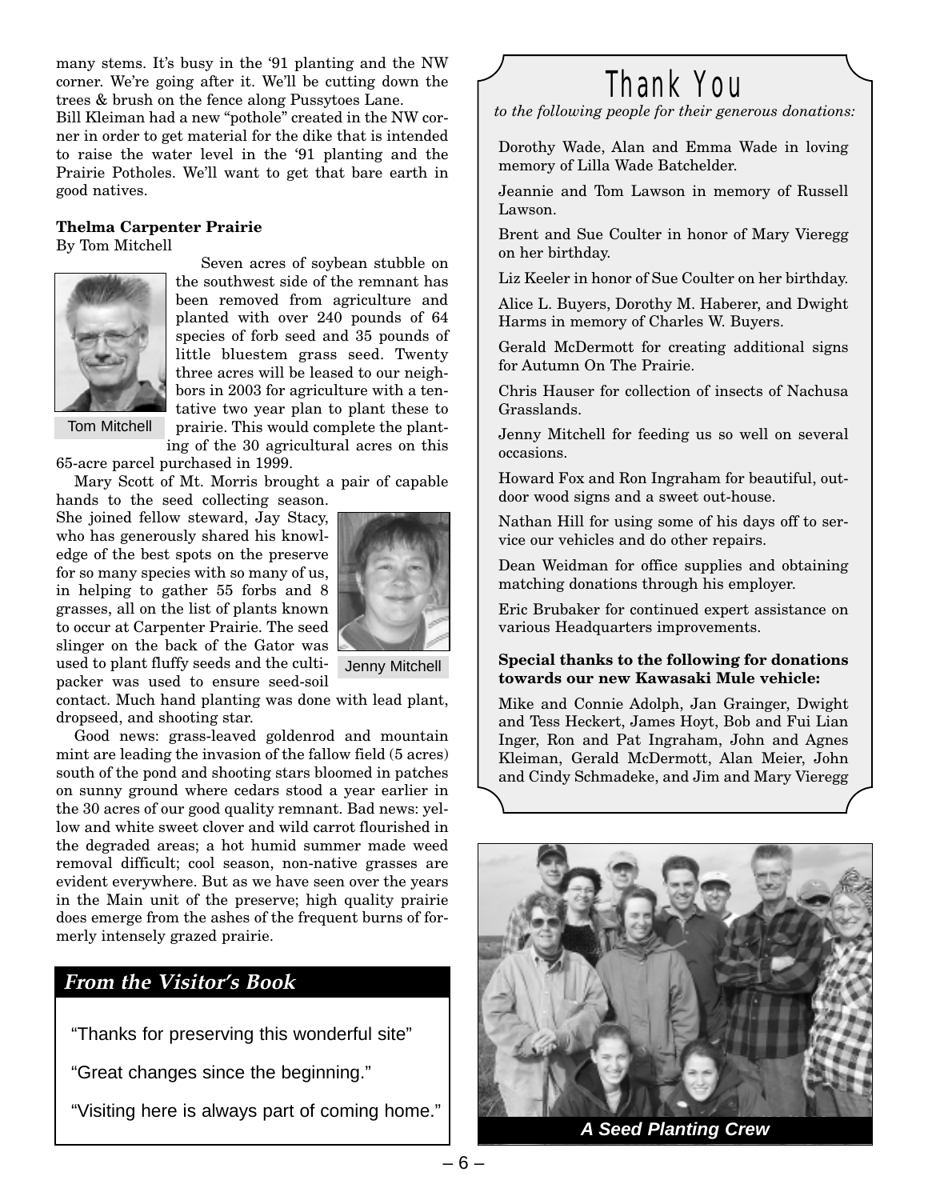many stems. It's busy in the '91 planting and the NW corner. We're going after it. We'll be cutting down the trees & brush on the fence along Pussytoes Lane.

Bill Kleiman had a new "pothole" created in the NW corner in order to get material for the dike that is intended to raise the water level in the '91 planting and the Prairie Potholes. We'll want to get that bare earth in good natives.

**Thelma Carpenter Prairie**

By Tom Mitchell

Tom Mitchell

Seven acres of soybean stubble on the southwest side of the remnant has been removed from agriculture and planted with over 240 pounds of 64 species of forb seed and 35 pounds of little bluestem grass seed. Twenty three acres will be leased to our neighbors in 2003 for agriculture with a tentative two year plan to plant these to prairie. This would complete the planting of the 30 agricultural acres on this 65-acre parcel purchased in 1999.

Mary Scott of Mt. Morris brought a pair of capable hands to the seed collecting season. She joined fellow steward, Jay Stacy, who has generously shared his knowledge of the best spots on the preserve for so many species with so many of us, in helping to gather 55 forbs and 8 grasses, all on the list of plants known to occur at Carpenter Prairie. The seed slinger on the back of the Gator was used to plant fluffy seeds and the cultipacker was used to ensure seed-soil contact. Much hand planting was done with lead plant, dropseed, and shooting star.

Jenny Mitchell

Good news: grass-leaved goldenrod and mountain mint are leading the invasion of the fallow field (5 acres) south of the pond and shooting stars bloomed in patches on sunny ground where cedars stood a year earlier in the 30 acres of our good quality remnant. Bad news: yellow and white sweet clover and wild carrot flourished in the degraded areas; a hot humid summer made weed removal difficult; cool season, non-native grasses are evident everywhere. But as we have seen over the years in the Main unit of the preserve; high quality prairie does emerge from the ashes of the frequent burns of formerly intensely grazed prairie.

## *From the Visitor's Book*

"Thanks for preserving this wonderful site"

"Great changes since the beginning."

"Visiting here is always part of coming home."

## Thank You

*to the following people for their generous donations:*

Dorothy Wade, Alan and Emma Wade in loving memory of Lilla Wade Batchelder.

Jeannie and Tom Lawson in memory of Russell Lawson.

Brent and Sue Coulter in honor of Mary Vieregg on her birthday.

Liz Keeler in honor of Sue Coulter on her birthday.

Alice L. Buyers, Dorothy M. Haberer, and Dwight Harms in memory of Charles W. Buyers.

Gerald McDermott for creating additional signs for Autumn On The Prairie.

Chris Hauser for collection of insects of Nachusa Grasslands.

Jenny Mitchell for feeding us so well on several occasions.

Howard Fox and Ron Ingraham for beautiful, outdoor wood signs and a sweet out-house.

Nathan Hill for using some of his days off to service our vehicles and do other repairs.

Dean Weidman for office supplies and obtaining matching donations through his employer.

Eric Brubaker for continued expert assistance on various Headquarters improvements.

**Special thanks to the following for donations towards our new Kawasaki Mule vehicle:**

Mike and Connie Adolph, Jan Grainger, Dwight and Tess Heckert, James Hoyt, Bob and Fui Lian Inger, Ron and Pat Ingraham, John and Agnes Kleiman, Gerald McDermott, Alan Meier, John and Cindy Schmadeke, and Jim and Mary Vieregg

***A Seed Planting Crew***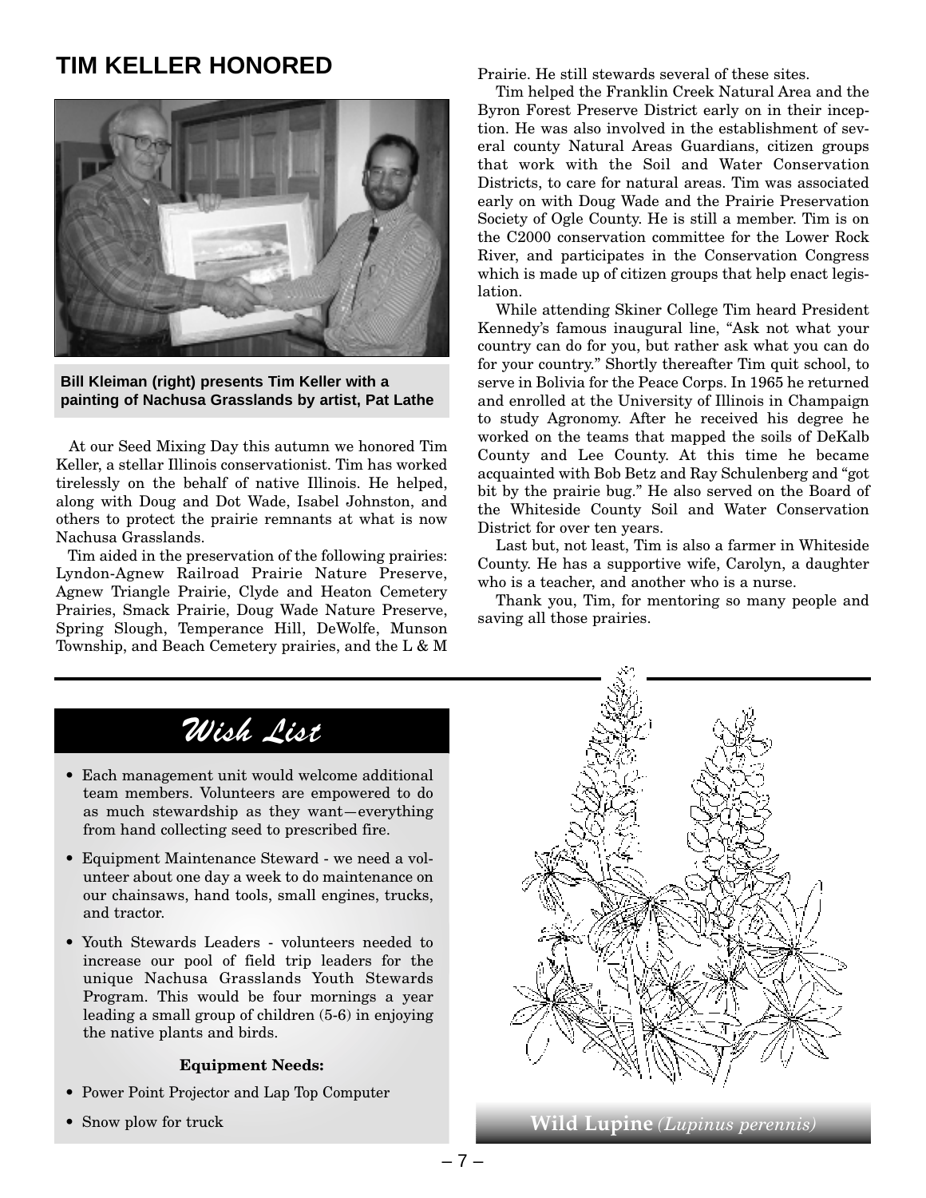## TIM KELLER HONORED

Bill Kleiman (right) presents Tim Keller with a painting of Nachusa Grasslands by artist, Pat Lathe

At our Seed Mixing Day this autumn we honored Tim Keller, a stellar Illinois conservationist. Tim has worked tirelessly on the behalf of native Illinois. He helped, along with Doug and Dot Wade, Isabel Johnston, and others to protect the prairie remnants at what is now Nachusa Grasslands.

Tim aided in the preservation of the following prairies: Lyndon-Agnew Railroad Prairie Nature Preserve, Agnew Triangle Prairie, Clyde and Heaton Cemetery Prairies, Smack Prairie, Doug Wade Nature Preserve, Spring Slough, Temperance Hill, DeWolfe, Munson Township, and Beach Cemetery prairies, and the L & M Prairie. He still stewards several of these sites.

Tim helped the Franklin Creek Natural Area and the Byron Forest Preserve District early on in their inception. He was also involved in the establishment of several county Natural Areas Guardians, citizen groups that work with the Soil and Water Conservation Districts, to care for natural areas. Tim was associated early on with Doug Wade and the Prairie Preservation Society of Ogle County. He is still a member. Tim is on the C2000 conservation committee for the Lower Rock River, and participates in the Conservation Congress which is made up of citizen groups that help enact legislation.

While attending Skiner College Tim heard President Kennedy's famous inaugural line, "Ask not what your country can do for you, but rather ask what you can do for your country." Shortly thereafter Tim quit school, to serve in Bolivia for the Peace Corps. In 1965 he returned and enrolled at the University of Illinois in Champaign to study Agronomy. After he received his degree he worked on the teams that mapped the soils of DeKalb County and Lee County. At this time he became acquainted with Bob Betz and Ray Schulenberg and "got bit by the prairie bug." He also served on the Board of the Whiteside County Soil and Water Conservation District for over ten years.

Last but, not least, Tim is also a farmer in Whiteside County. He has a supportive wife, Carolyn, a daughter who is a teacher, and another who is a nurse.

Thank you, Tim, for mentoring so many people and saving all those prairies.

## *Wish List*

- Each management unit would welcome additional team members. Volunteers are empowered to do as much stewardship as they want—everything from hand collecting seed to prescribed fire.
- Equipment Maintenance Steward - we need a volunteer about one day a week to do maintenance on our chainsaws, hand tools, small engines, trucks, and tractor.
- Youth Stewards Leaders - volunteers needed to increase our pool of field trip leaders for the unique Nachusa Grasslands Youth Stewards Program. This would be four mornings a year leading a small group of children (5-6) in enjoying the native plants and birds.

**Equipment Needs:**

- Power Point Projector and Lap Top Computer
- Snow plow for truck

**Wild Lupine** *(Lupinus perennis)*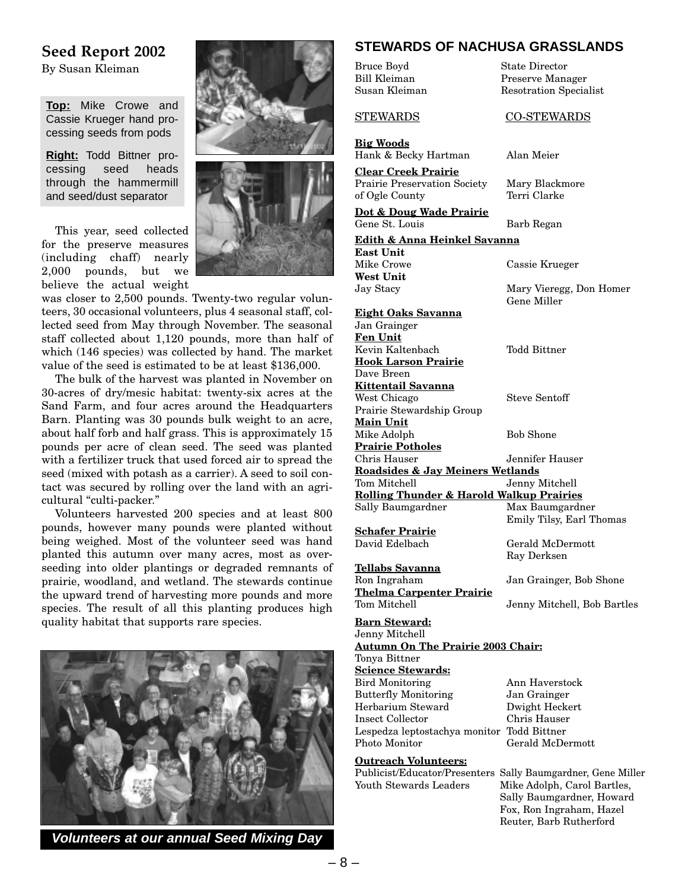## Seed Report 2002

By Susan Kleiman

**Top:** Mike Crowe and Cassie Krueger hand processing seeds from pods

**Right:** Todd Bittner processing seed heads through the hammermill and seed/dust separator

This year, seed collected for the preserve measures (including chaff) nearly 2,000 pounds, but we believe the actual weight was closer to 2,500 pounds. Twenty-two regular volunteers, 30 occasional volunteers, plus 4 seasonal staff, collected seed from May through November. The seasonal staff collected about 1,120 pounds, more than half of which (146 species) was collected by hand. The market value of the seed is estimated to be at least $136,000.

The bulk of the harvest was planted in November on 30-acres of dry/mesic habitat: twenty-six acres at the Sand Farm, and four acres around the Headquarters Barn. Planting was 30 pounds bulk weight to an acre, about half forb and half grass. This is approximately 15 pounds per acre of clean seed. The seed was planted with a fertilizer truck that used forced air to spread the seed (mixed with potash as a carrier). A seed to soil contact was secured by rolling over the land with an agricultural "culti-packer."

Volunteers harvested 200 species and at least 800 pounds, however many pounds were planted without being weighed. Most of the volunteer seed was hand planted this autumn over many acres, most as overseeding into older plantings or degraded remnants of prairie, woodland, and wetland. The stewards continue the upward trend of harvesting more pounds and more species. The result of all this planting produces high quality habitat that supports rare species.

***Volunteers at our annual Seed Mixing Day***

## STEWARDS OF NACHUSA GRASSLANDS

| | |
|---|---|
| Bruce Boyd | State Director |
| Bill Kleiman | Preserve Manager |
| Susan Kleiman | Resotration Specialist |

| STEWARDS | CO-STEWARDS |
|---|---|
| **Big Woods** | |
| Hank & Becky Hartman | Alan Meier |
| **Clear Creek Prairie** | |
| Prairie Preservation Society of Ogle County | Mary Blackmore, Terri Clarke |
| **Dot & Doug Wade Prairie** | |
| Gene St. Louis | Barb Regan |
| **Edith & Anna Heinkel Savanna** | |
| **East Unit** | |
| Mike Crowe | Cassie Krueger |
| **West Unit** | |
| Jay Stacy | Mary Vieregg, Don Homer, Gene Miller |
| **Eight Oaks Savanna** | |
| Jan Grainger | |
| **Fen Unit** | |
| Kevin Kaltenbach | Todd Bittner |
| **Hook Larson Prairie** | |
| Dave Breen | |
| **Kittentail Savanna** | |
| West Chicago Prairie Stewardship Group | Steve Sentoff |
| **Main Unit** | |
| Mike Adolph | Bob Shone |
| **Prairie Potholes** | |
| Chris Hauser | Jennifer Hauser |
| **Roadsides & Jay Meiners Wetlands** | |
| Tom Mitchell | Jenny Mitchell |
| **Rolling Thunder & Harold Walkup Prairies** | |
| Sally Baumgardner | Max Baumgardner, Emily Tilsy, Earl Thomas |
| **Schafer Prairie** | |
| David Edelbach | Gerald McDermott, Ray Derksen |
| **Tellabs Savanna** | |
| Ron Ingraham | Jan Grainger, Bob Shone |
| **Thelma Carpenter Prairie** | |
| Tom Mitchell | Jenny Mitchell, Bob Bartles |

**Barn Steward:**
Jenny Mitchell

**Autumn On The Prairie 2003 Chair:**
Tonya Bittner

**Science Stewards:**

| | |
|---|---|
| Bird Monitoring | Ann Haverstock |
| Butterfly Monitoring | Jan Grainger |
| Herbarium Steward | Dwight Heckert |
| Insect Collector | Chris Hauser |
| Lespedza leptostachya monitor | Todd Bittner |
| Photo Monitor | Gerald McDermott |

**Outreach Volunteers:**

| | |
|---|---|
| Publicist/Educator/Presenters | Sally Baumgardner, Gene Miller |
| Youth Stewards Leaders | Mike Adolph, Carol Bartles, Sally Baumgardner, Howard Fox, Ron Ingraham, Hazel Reuter, Barb Rutherford |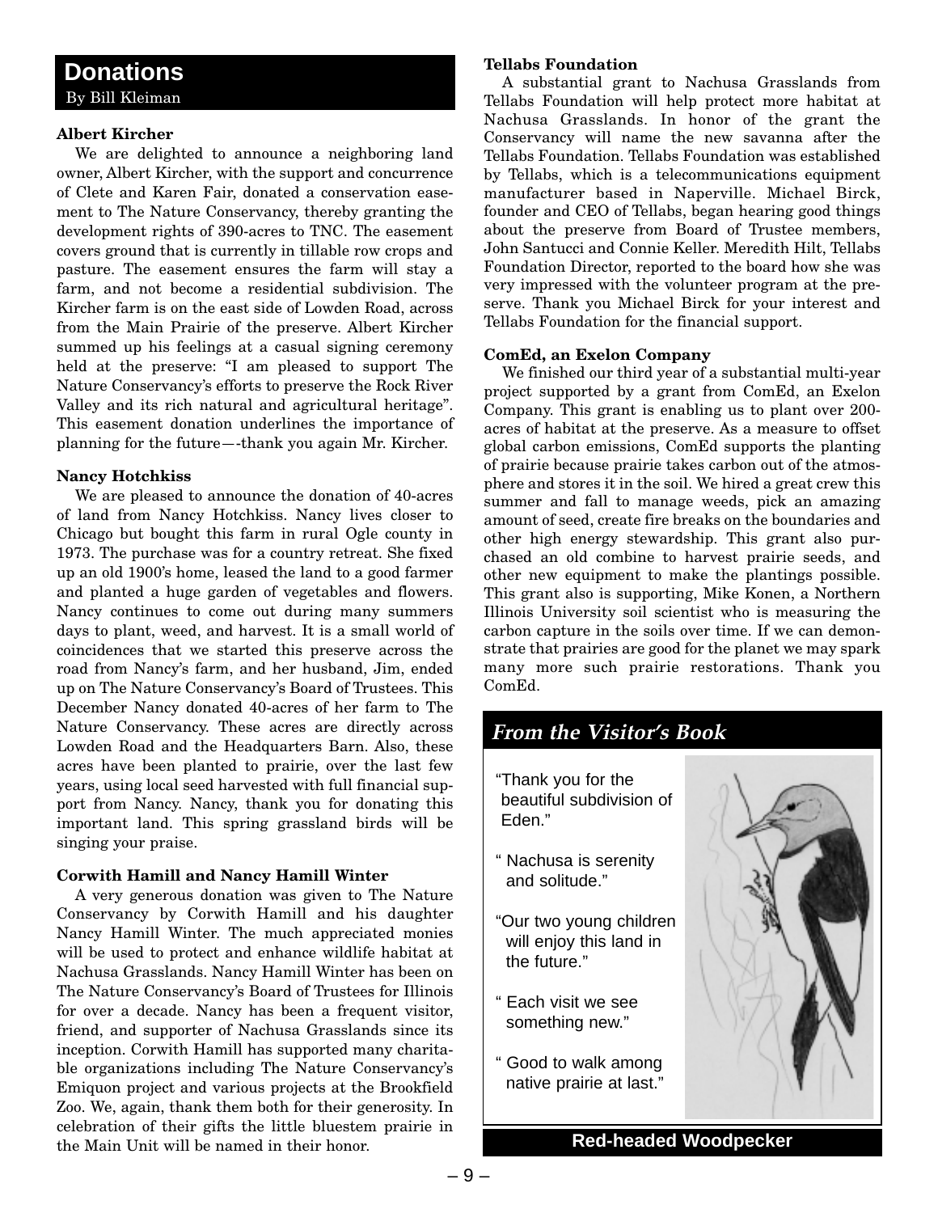## Donations

By Bill Kleiman

**Albert Kircher**

We are delighted to announce a neighboring land owner, Albert Kircher, with the support and concurrence of Clete and Karen Fair, donated a conservation easement to The Nature Conservancy, thereby granting the development rights of 390-acres to TNC. The easement covers ground that is currently in tillable row crops and pasture. The easement ensures the farm will stay a farm, and not become a residential subdivision. The Kircher farm is on the east side of Lowden Road, across from the Main Prairie of the preserve. Albert Kircher summed up his feelings at a casual signing ceremony held at the preserve: "I am pleased to support The Nature Conservancy's efforts to preserve the Rock River Valley and its rich natural and agricultural heritage". This easement donation underlines the importance of planning for the future—-thank you again Mr. Kircher.

**Nancy Hotchkiss**

We are pleased to announce the donation of 40-acres of land from Nancy Hotchkiss. Nancy lives closer to Chicago but bought this farm in rural Ogle county in 1973. The purchase was for a country retreat. She fixed up an old 1900's home, leased the land to a good farmer and planted a huge garden of vegetables and flowers. Nancy continues to come out during many summers days to plant, weed, and harvest. It is a small world of coincidences that we started this preserve across the road from Nancy's farm, and her husband, Jim, ended up on The Nature Conservancy's Board of Trustees. This December Nancy donated 40-acres of her farm to The Nature Conservancy. These acres are directly across Lowden Road and the Headquarters Barn. Also, these acres have been planted to prairie, over the last few years, using local seed harvested with full financial support from Nancy. Nancy, thank you for donating this important land. This spring grassland birds will be singing your praise.

**Corwith Hamill and Nancy Hamill Winter**

A very generous donation was given to The Nature Conservancy by Corwith Hamill and his daughter Nancy Hamill Winter. The much appreciated monies will be used to protect and enhance wildlife habitat at Nachusa Grasslands. Nancy Hamill Winter has been on The Nature Conservancy's Board of Trustees for Illinois for over a decade. Nancy has been a frequent visitor, friend, and supporter of Nachusa Grasslands since its inception. Corwith Hamill has supported many charitable organizations including The Nature Conservancy's Emiquon project and various projects at the Brookfield Zoo. We, again, thank them both for their generosity. In celebration of their gifts the little bluestem prairie in the Main Unit will be named in their honor.

**Tellabs Foundation**

A substantial grant to Nachusa Grasslands from Tellabs Foundation will help protect more habitat at Nachusa Grasslands. In honor of the grant the Conservancy will name the new savanna after the Tellabs Foundation. Tellabs Foundation was established by Tellabs, which is a telecommunications equipment manufacturer based in Naperville. Michael Birck, founder and CEO of Tellabs, began hearing good things about the preserve from Board of Trustee members, John Santucci and Connie Keller. Meredith Hilt, Tellabs Foundation Director, reported to the board how she was very impressed with the volunteer program at the preserve. Thank you Michael Birck for your interest and Tellabs Foundation for the financial support.

**ComEd, an Exelon Company**

We finished our third year of a substantial multi-year project supported by a grant from ComEd, an Exelon Company. This grant is enabling us to plant over 200-acres of habitat at the preserve. As a measure to offset global carbon emissions, ComEd supports the planting of prairie because prairie takes carbon out of the atmosphere and stores it in the soil. We hired a great crew this summer and fall to manage weeds, pick an amazing amount of seed, create fire breaks on the boundaries and other high energy stewardship. This grant also purchased an old combine to harvest prairie seeds, and other new equipment to make the plantings possible. This grant also is supporting, Mike Konen, a Northern Illinois University soil scientist who is measuring the carbon capture in the soils over time. If we can demonstrate that prairies are good for the planet we may spark many more such prairie restorations. Thank you ComEd.

### *From the Visitor's Book*

"Thank you for the beautiful subdivision of Eden."

" Nachusa is serenity and solitude."

"Our two young children will enjoy this land in the future."

" Each visit we see something new."

" Good to walk among native prairie at last."

**Red-headed Woodpecker**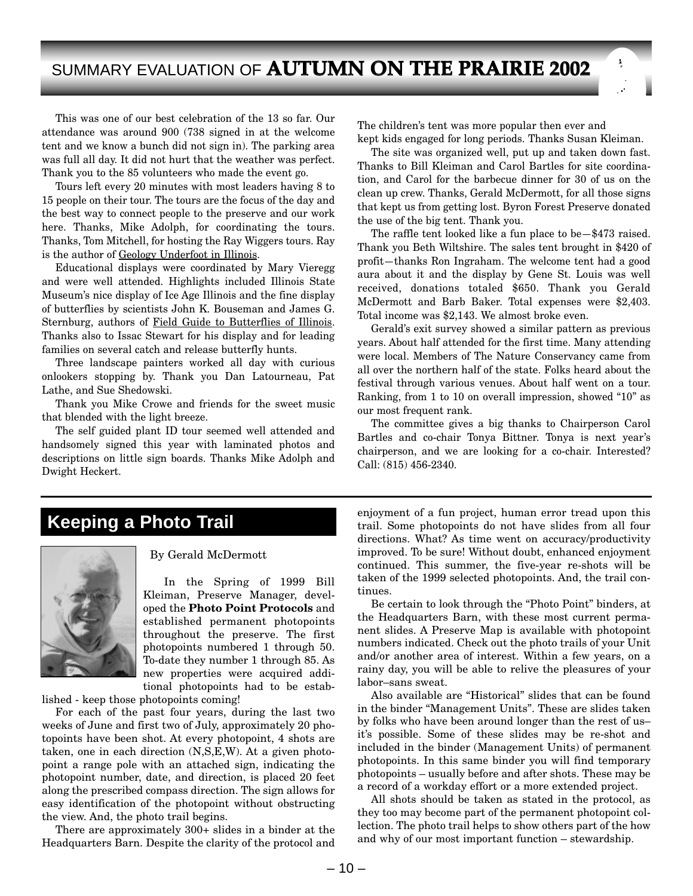# SUMMARY EVALUATION OF **AUTUMN ON THE PRAIRIE 2002**

This was one of our best celebration of the 13 so far. Our attendance was around 900 (738 signed in at the welcome tent and we know a bunch did not sign in). The parking area was full all day. It did not hurt that the weather was perfect. Thank you to the 85 volunteers who made the event go.

Tours left every 20 minutes with most leaders having 8 to 15 people on their tour. The tours are the focus of the day and the best way to connect people to the preserve and our work here. Thanks, Mike Adolph, for coordinating the tours. Thanks, Tom Mitchell, for hosting the Ray Wiggers tours. Ray is the author of Geology Underfoot in Illinois.

Educational displays were coordinated by Mary Vieregg and were well attended. Highlights included Illinois State Museum's nice display of Ice Age Illinois and the fine display of butterflies by scientists John K. Bouseman and James G. Sternburg, authors of Field Guide to Butterflies of Illinois. Thanks also to Issac Stewart for his display and for leading families on several catch and release butterfly hunts.

Three landscape painters worked all day with curious onlookers stopping by. Thank you Dan Latourneau, Pat Lathe, and Sue Shedowski.

Thank you Mike Crowe and friends for the sweet music that blended with the light breeze.

The self guided plant ID tour seemed well attended and handsomely signed this year with laminated photos and descriptions on little sign boards. Thanks Mike Adolph and Dwight Heckert.

The children's tent was more popular then ever and kept kids engaged for long periods. Thanks Susan Kleiman.

The site was organized well, put up and taken down fast. Thanks to Bill Kleiman and Carol Bartles for site coordination, and Carol for the barbecue dinner for 30 of us on the clean up crew. Thanks, Gerald McDermott, for all those signs that kept us from getting lost. Byron Forest Preserve donated the use of the big tent. Thank you.

The raffle tent looked like a fun place to be—$473 raised. Thank you Beth Wiltshire. The sales tent brought in $420 of profit—thanks Ron Ingraham. The welcome tent had a good aura about it and the display by Gene St. Louis was well received, donations totaled $650. Thank you Gerald McDermott and Barb Baker. Total expenses were $2,403. Total income was $2,143. We almost broke even.

Gerald's exit survey showed a similar pattern as previous years. About half attended for the first time. Many attending were local. Members of The Nature Conservancy came from all over the northern half of the state. Folks heard about the festival through various venues. About half went on a tour. Ranking, from 1 to 10 on overall impression, showed "10" as our most frequent rank.

The committee gives a big thanks to Chairperson Carol Bartles and co-chair Tonya Bittner. Tonya is next year's chairperson, and we are looking for a co-chair. Interested? Call: (815) 456-2340.

## Keeping a Photo Trail

By Gerald McDermott

In the Spring of 1999 Bill Kleiman, Preserve Manager, developed the **Photo Point Protocols** and established permanent photopoints throughout the preserve. The first photopoints numbered 1 through 50. To-date they number 1 through 85. As new properties were acquired additional photopoints had to be established - keep those photopoints coming!

For each of the past four years, during the last two weeks of June and first two of July, approximately 20 photopoints have been shot. At every photopoint, 4 shots are taken, one in each direction (N,S,E,W). At a given photopoint a range pole with an attached sign, indicating the photopoint number, date, and direction, is placed 20 feet along the prescribed compass direction. The sign allows for easy identification of the photopoint without obstructing the view. And, the photo trail begins.

There are approximately 300+ slides in a binder at the Headquarters Barn. Despite the clarity of the protocol and enjoyment of a fun project, human error tread upon this trail. Some photopoints do not have slides from all four directions. What? As time went on accuracy/productivity improved. To be sure! Without doubt, enhanced enjoyment continued. This summer, the five-year re-shots will be taken of the 1999 selected photopoints. And, the trail continues.

Be certain to look through the "Photo Point" binders, at the Headquarters Barn, with these most current permanent slides. A Preserve Map is available with photopoint numbers indicated. Check out the photo trails of your Unit and/or another area of interest. Within a few years, on a rainy day, you will be able to relive the pleasures of your labor–sans sweat.

Also available are "Historical" slides that can be found in the binder "Management Units". These are slides taken by folks who have been around longer than the rest of us–it's possible. Some of these slides may be re-shot and included in the binder (Management Units) of permanent photopoints. In this same binder you will find temporary photopoints – usually before and after shots. These may be a record of a workday effort or a more extended project.

All shots should be taken as stated in the protocol, as they too may become part of the permanent photopoint collection. The photo trail helps to show others part of the how and why of our most important function – stewardship.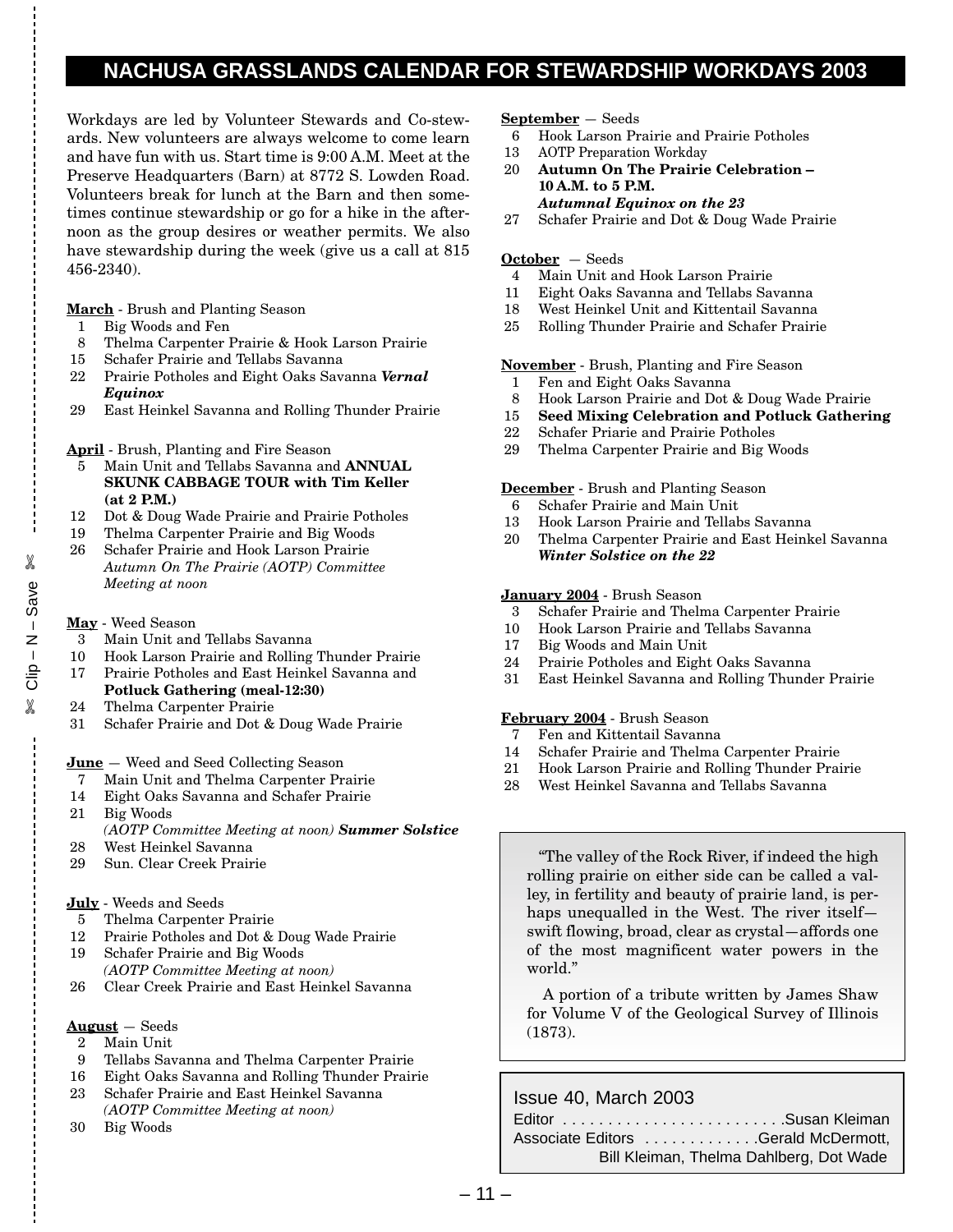# NACHUSA GRASSLANDS CALENDAR FOR STEWARDSHIP WORKDAYS 2003

Workdays are led by Volunteer Stewards and Co-stewards. New volunteers are always welcome to come learn and have fun with us. Start time is 9:00 A.M. Meet at the Preserve Headquarters (Barn) at 8772 S. Lowden Road. Volunteers break for lunch at the Barn and then sometimes continue stewardship or go for a hike in the afternoon as the group desires or weather permits. We also have stewardship during the week (give us a call at 815 456-2340).

**March** - Brush and Planting Season

- 1 Big Woods and Fen
- 8 Thelma Carpenter Prairie & Hook Larson Prairie
- 15 Schafer Prairie and Tellabs Savanna
- 22 Prairie Potholes and Eight Oaks Savanna ***Vernal Equinox***
- 29 East Heinkel Savanna and Rolling Thunder Prairie

**April** - Brush, Planting and Fire Season

- 5 Main Unit and Tellabs Savanna and **ANNUAL SKUNK CABBAGE TOUR with Tim Keller (at 2 P.M.)**
- 12 Dot & Doug Wade Prairie and Prairie Potholes
- 19 Thelma Carpenter Prairie and Big Woods
- 26 Schafer Prairie and Hook Larson Prairie *Autumn On The Prairie (AOTP) Committee Meeting at noon*

**May** - Weed Season

- 3 Main Unit and Tellabs Savanna
- 10 Hook Larson Prairie and Rolling Thunder Prairie
- 17 Prairie Potholes and East Heinkel Savanna and **Potluck Gathering (meal-12:30)**
- 24 Thelma Carpenter Prairie
- 31 Schafer Prairie and Dot & Doug Wade Prairie

**June** — Weed and Seed Collecting Season

- 7 Main Unit and Thelma Carpenter Prairie
- 14 Eight Oaks Savanna and Schafer Prairie
- 21 Big Woods *(AOTP Committee Meeting at noon)* ***Summer Solstice***
- 28 West Heinkel Savanna
- 29 Sun. Clear Creek Prairie

**July** - Weeds and Seeds

- 5 Thelma Carpenter Prairie
- 12 Prairie Potholes and Dot & Doug Wade Prairie
- 19 Schafer Prairie and Big Woods *(AOTP Committee Meeting at noon)*
- 26 Clear Creek Prairie and East Heinkel Savanna

**August** — Seeds

- 2 Main Unit
- 9 Tellabs Savanna and Thelma Carpenter Prairie
- 16 Eight Oaks Savanna and Rolling Thunder Prairie
- 23 Schafer Prairie and East Heinkel Savanna *(AOTP Committee Meeting at noon)*
- 30 Big Woods

**September** — Seeds

- 6 Hook Larson Prairie and Prairie Potholes
- 13 AOTP Preparation Workday
- 20 **Autumn On The Prairie Celebration – 10 A.M. to 5 P.M.** ***Autumnal Equinox on the 23***
- 27 Schafer Prairie and Dot & Doug Wade Prairie

**October** — Seeds

- 4 Main Unit and Hook Larson Prairie
- 11 Eight Oaks Savanna and Tellabs Savanna
- 18 West Heinkel Unit and Kittentail Savanna
- 25 Rolling Thunder Prairie and Schafer Prairie

**November** - Brush, Planting and Fire Season

- 1 Fen and Eight Oaks Savanna
- 8 Hook Larson Prairie and Dot & Doug Wade Prairie
- 15 **Seed Mixing Celebration and Potluck Gathering**
- 22 Schafer Priarie and Prairie Potholes
- 29 Thelma Carpenter Prairie and Big Woods

**December** - Brush and Planting Season

- 6 Schafer Prairie and Main Unit
- 13 Hook Larson Prairie and Tellabs Savanna
- 20 Thelma Carpenter Prairie and East Heinkel Savanna ***Winter Solstice on the 22***

**January 2004** - Brush Season

- 3 Schafer Prairie and Thelma Carpenter Prairie
- 10 Hook Larson Prairie and Tellabs Savanna
- 17 Big Woods and Main Unit
- 24 Prairie Potholes and Eight Oaks Savanna
- 31 East Heinkel Savanna and Rolling Thunder Prairie

**February 2004** - Brush Season

- 7 Fen and Kittentail Savanna
- 14 Schafer Prairie and Thelma Carpenter Prairie
- 21 Hook Larson Prairie and Rolling Thunder Prairie
- 28 West Heinkel Savanna and Tellabs Savanna

"The valley of the Rock River, if indeed the high rolling prairie on either side can be called a valley, in fertility and beauty of prairie land, is perhaps unequalled in the West. The river itself—swift flowing, broad, clear as crystal—affords one of the most magnificent water powers in the world."

A portion of a tribute written by James Shaw for Volume V of the Geological Survey of Illinois (1873).

Issue 40, March 2003

Editor . . . . . . . . . . . . . . . . . . . . . . . . .Susan Kleiman

Associate Editors . . . . . . . . . . . . .Gerald McDermott, Bill Kleiman, Thelma Dahlberg, Dot Wade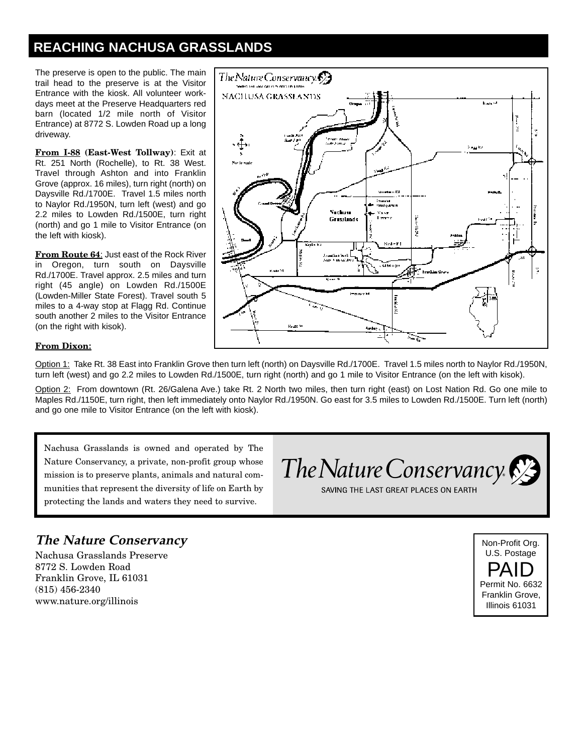## REACHING NACHUSA GRASSLANDS

The preserve is open to the public. The main trail head to the preserve is at the Visitor Entrance with the kiosk. All volunteer workdays meet at the Preserve Headquarters red barn (located 1/2 mile north of Visitor Entrance) at 8772 S. Lowden Road up a long driveway.

**From I-88 (East-West Tollway)**: Exit at Rt. 251 North (Rochelle), to Rt. 38 West. Travel through Ashton and into Franklin Grove (approx. 16 miles), turn right (north) on Daysville Rd./1700E. Travel 1.5 miles north to Naylor Rd./1950N, turn left (west) and go 2.2 miles to Lowden Rd./1500E, turn right (north) and go 1 mile to Visitor Entrance (on the left with kiosk).

**From Route 64**: Just east of the Rock River in Oregon, turn south on Daysville Rd./1700E. Travel approx. 2.5 miles and turn right (45 angle) on Lowden Rd./1500E (Lowden-Miller State Forest). Travel south 5 miles to a 4-way stop at Flagg Rd. Continue south another 2 miles to the Visitor Entrance (on the right with kisok).

**From Dixon:**

Option 1: Take Rt. 38 East into Franklin Grove then turn left (north) on Daysville Rd./1700E. Travel 1.5 miles north to Naylor Rd./1950N, turn left (west) and go 2.2 miles to Lowden Rd./1500E, turn right (north) and go 1 mile to Visitor Entrance (on the left with kisok).

Option 2: From downtown (Rt. 26/Galena Ave.) take Rt. 2 North two miles, then turn right (east) on Lost Nation Rd. Go one mile to Maples Rd./1150E, turn right, then left immediately onto Naylor Rd./1950N. Go east for 3.5 miles to Lowden Rd./1500E. Turn left (north) and go one mile to Visitor Entrance (on the left with kiosk).

The Nature Conservancy
NACHUSA GRASSLANDS

Nachusa Grasslands is owned and operated by The Nature Conservancy, a private, non-profit group whose mission is to preserve plants, animals and natural communities that represent the diversity of life on Earth by protecting the lands and waters they need to survive.

The Nature Conservancy
SAVING THE LAST GREAT PLACES ON EARTH

### *The Nature Conservancy*

Nachusa Grasslands Preserve
8772 S. Lowden Road
Franklin Grove, IL 61031
(815) 456-2340
www.nature.org/illinois

Non-Profit Org.
U.S. Postage
PAID
Permit No. 6632
Franklin Grove,
Illinois 61031